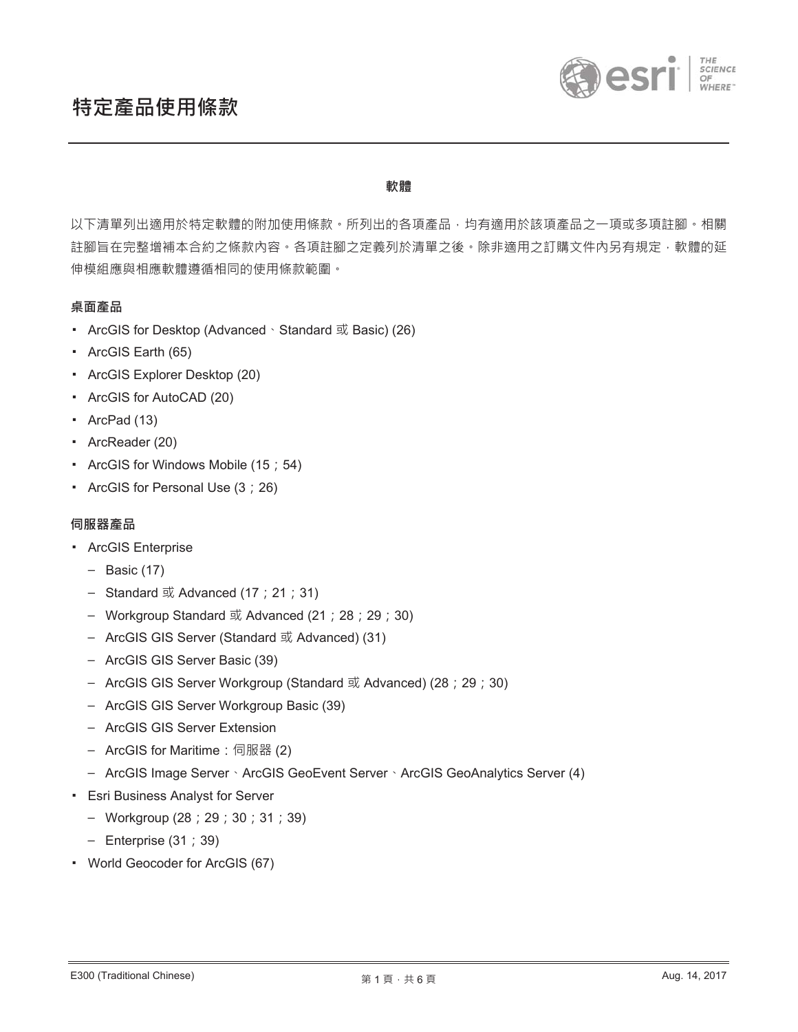# 特定產品使用條款

**軟體**

以下清單列出適用於特定軟體的附加使用條款。所列出的各項產品，均有適用於該項產品之一項或多項註腳。相關註腳旨在完整增補本合約之條款內容。各項註腳之定義列於清單之後。除非適用之訂購文件內另有規定，軟體的延伸模組應與相應軟體遵循相同的使用條款範圍。

**桌面產品**

- ArcGIS for Desktop (Advanced、Standard 或 Basic) (26)
- ArcGIS Earth (65)
- ArcGIS Explorer Desktop (20)
- ArcGIS for AutoCAD (20)
- ArcPad (13)
- ArcReader (20)
- ArcGIS for Windows Mobile (15；54)
- ArcGIS for Personal Use (3；26)

**伺服器產品**

- ArcGIS Enterprise
  - Basic (17)
  - Standard 或 Advanced (17；21；31)
  - Workgroup Standard 或 Advanced (21；28；29；30)
  - ArcGIS GIS Server (Standard 或 Advanced) (31)
  - ArcGIS GIS Server Basic (39)
  - ArcGIS GIS Server Workgroup (Standard 或 Advanced) (28；29；30)
  - ArcGIS GIS Server Workgroup Basic (39)
  - ArcGIS GIS Server Extension
  - ArcGIS for Maritime：伺服器 (2)
  - ArcGIS Image Server、ArcGIS GeoEvent Server、ArcGIS GeoAnalytics Server (4)
- Esri Business Analyst for Server
  - Workgroup (28；29；30；31；39)
  - Enterprise (31；39)
- World Geocoder for ArcGIS (67)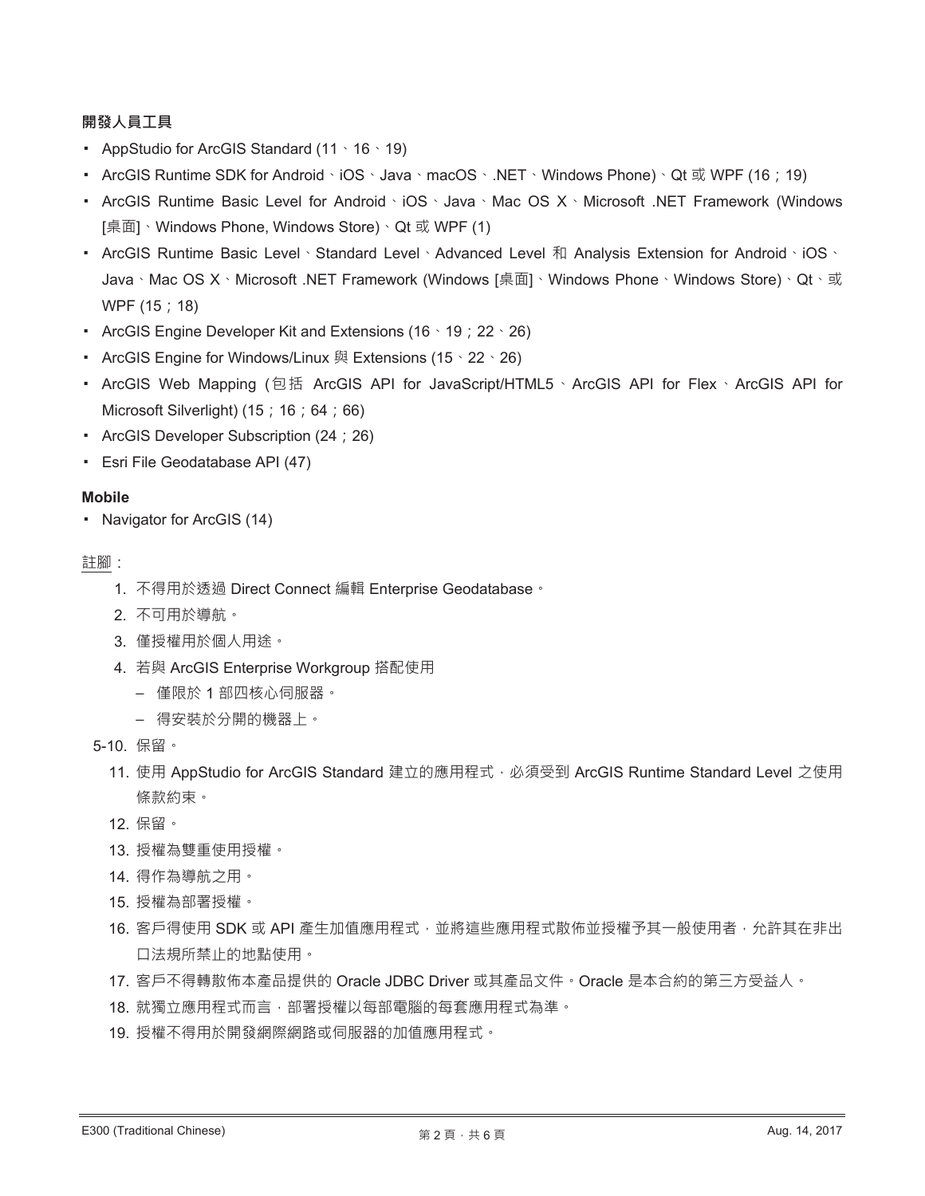**開發人員工具**

- AppStudio for ArcGIS Standard (11、16、19)
- ArcGIS Runtime SDK for Android、iOS、Java、macOS、.NET、Windows Phone)、Qt 或 WPF (16；19)
- ArcGIS Runtime Basic Level for Android、iOS、Java、Mac OS X、Microsoft .NET Framework (Windows [桌面]、Windows Phone, Windows Store)、Qt 或 WPF (1)
- ArcGIS Runtime Basic Level、Standard Level、Advanced Level 和 Analysis Extension for Android、iOS、Java、Mac OS X、Microsoft .NET Framework (Windows [桌面]、Windows Phone、Windows Store)、Qt、或 WPF (15；18)
- ArcGIS Engine Developer Kit and Extensions (16、19；22、26)
- ArcGIS Engine for Windows/Linux 與 Extensions (15、22、26)
- ArcGIS Web Mapping (包括 ArcGIS API for JavaScript/HTML5、ArcGIS API for Flex、ArcGIS API for Microsoft Silverlight) (15；16；64；66)
- ArcGIS Developer Subscription (24；26)
- Esri File Geodatabase API (47)

**Mobile**

- Navigator for ArcGIS (14)

註腳：

1. 不得用於透過 Direct Connect 編輯 Enterprise Geodatabase。
2. 不可用於導航。
3. 僅授權用於個人用途。
4. 若與 ArcGIS Enterprise Workgroup 搭配使用
   - 僅限於 1 部四核心伺服器。
   - 得安裝於分開的機器上。

5-10. 保留。

11. 使用 AppStudio for ArcGIS Standard 建立的應用程式，必須受到 ArcGIS Runtime Standard Level 之使用條款約束。
12. 保留。
13. 授權為雙重使用授權。
14. 得作為導航之用。
15. 授權為部署授權。
16. 客戶得使用 SDK 或 API 產生加值應用程式，並將這些應用程式散佈並授權予其一般使用者，允許其在非出口法規所禁止的地點使用。
17. 客戶不得轉散佈本產品提供的 Oracle JDBC Driver 或其產品文件。Oracle 是本合約的第三方受益人。
18. 就獨立應用程式而言，部署授權以每部電腦的每套應用程式為準。
19. 授權不得用於開發網際網路或伺服器的加值應用程式。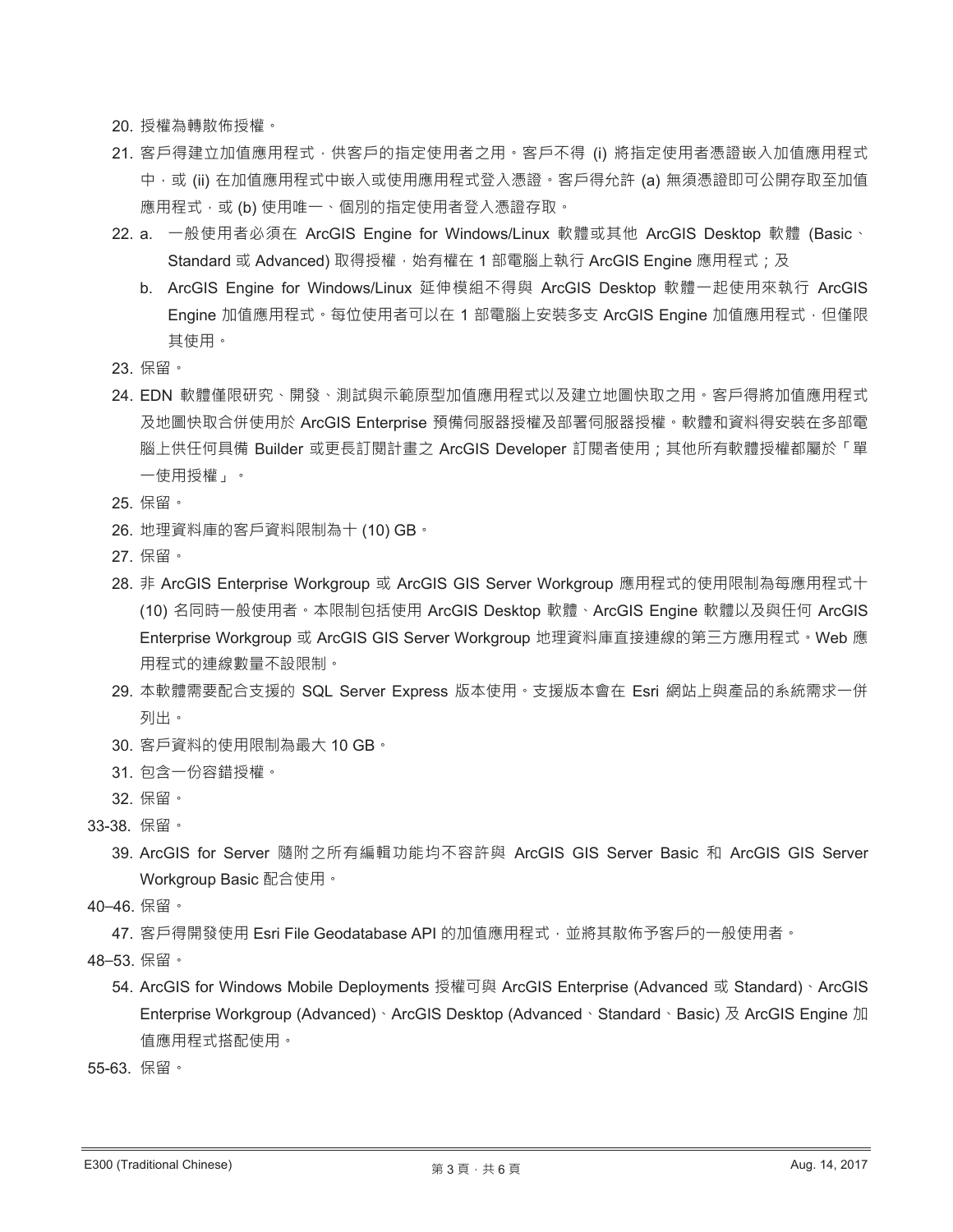20. 授權為轉散佈授權。
21. 客戶得建立加值應用程式，供客戶的指定使用者之用。客戶不得 (i) 將指定使用者憑證嵌入加值應用程式中，或 (ii) 在加值應用程式中嵌入或使用應用程式登入憑證。客戶得允許 (a) 無須憑證即可公開存取至加值應用程式，或 (b) 使用唯一、個別的指定使用者登入憑證存取。
22. a. 一般使用者必須在 ArcGIS Engine for Windows/Linux 軟體或其他 ArcGIS Desktop 軟體 (Basic、Standard 或 Advanced) 取得授權，始有權在 1 部電腦上執行 ArcGIS Engine 應用程式；及
    b. ArcGIS Engine for Windows/Linux 延伸模組不得與 ArcGIS Desktop 軟體一起使用來執行 ArcGIS Engine 加值應用程式。每位使用者可以在 1 部電腦上安裝多支 ArcGIS Engine 加值應用程式，但僅限其使用。
23. 保留。
24. EDN 軟體僅限研究、開發、測試與示範原型加值應用程式以及建立地圖快取之用。客戶得將加值應用程式及地圖快取合併使用於 ArcGIS Enterprise 預備伺服器授權及部署伺服器授權。軟體和資料得安裝在多部電腦上供任何具備 Builder 或更長訂閱計畫之 ArcGIS Developer 訂閱者使用；其他所有軟體授權都屬於「單一使用授權」。
25. 保留。
26. 地理資料庫的客戶資料限制為十 (10) GB。
27. 保留。
28. 非 ArcGIS Enterprise Workgroup 或 ArcGIS GIS Server Workgroup 應用程式的使用限制為每應用程式十 (10) 名同時一般使用者。本限制包括使用 ArcGIS Desktop 軟體、ArcGIS Engine 軟體以及與任何 ArcGIS Enterprise Workgroup 或 ArcGIS GIS Server Workgroup 地理資料庫直接連線的第三方應用程式。Web 應用程式的連線數量不設限制。
29. 本軟體需要配合支援的 SQL Server Express 版本使用。支援版本會在 Esri 網站上與產品的系統需求一併列出。
30. 客戶資料的使用限制為最大 10 GB。
31. 包含一份容錯授權。
32. 保留。

33-38. 保留。

39. ArcGIS for Server 隨附之所有編輯功能均不容許與 ArcGIS GIS Server Basic 和 ArcGIS GIS Server Workgroup Basic 配合使用。

40–46. 保留。

47. 客戶得開發使用 Esri File Geodatabase API 的加值應用程式，並將其散佈予客戶的一般使用者。

48–53. 保留。

54. ArcGIS for Windows Mobile Deployments 授權可與 ArcGIS Enterprise (Advanced 或 Standard)、ArcGIS Enterprise Workgroup (Advanced)、ArcGIS Desktop (Advanced、Standard、Basic) 及 ArcGIS Engine 加值應用程式搭配使用。

55-63. 保留。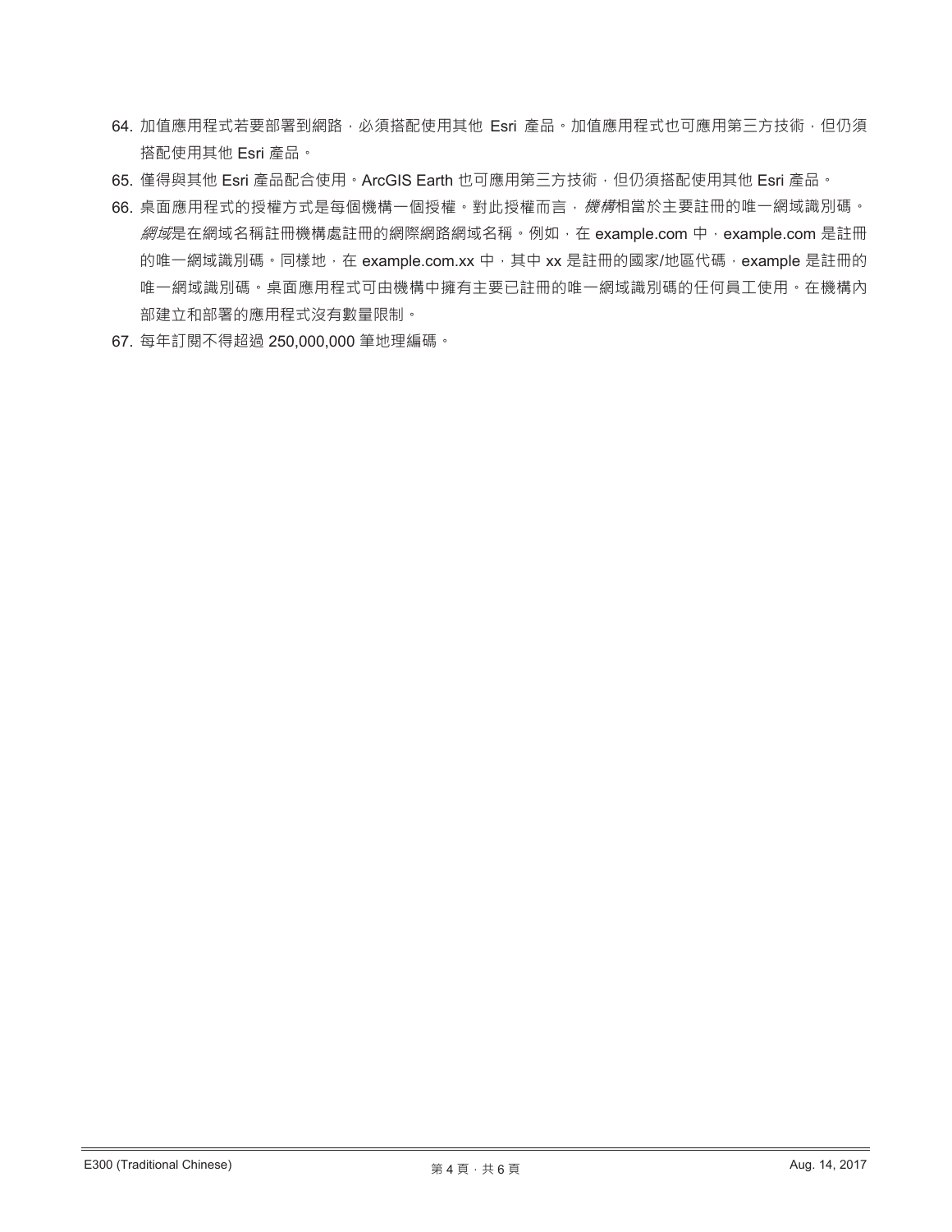64. 加值應用程式若要部署到網路，必須搭配使用其他 Esri 產品。加值應用程式也可應用第三方技術，但仍須搭配使用其他 Esri 產品。
65. 僅得與其他 Esri 產品配合使用。ArcGIS Earth 也可應用第三方技術，但仍須搭配使用其他 Esri 產品。
66. 桌面應用程式的授權方式是每個機構一個授權。對此授權而言，*機構*相當於主要註冊的唯一網域識別碼。*網域*是在網域名稱註冊機構處註冊的網際網路網域名稱。例如，在 example.com 中，example.com 是註冊的唯一網域識別碼。同樣地，在 example.com.xx 中，其中 xx 是註冊的國家/地區代碼，example 是註冊的唯一網域識別碼。桌面應用程式可由機構中擁有主要已註冊的唯一網域識別碼的任何員工使用。在機構內部建立和部署的應用程式沒有數量限制。
67. 每年訂閱不得超過 250,000,000 筆地理編碼。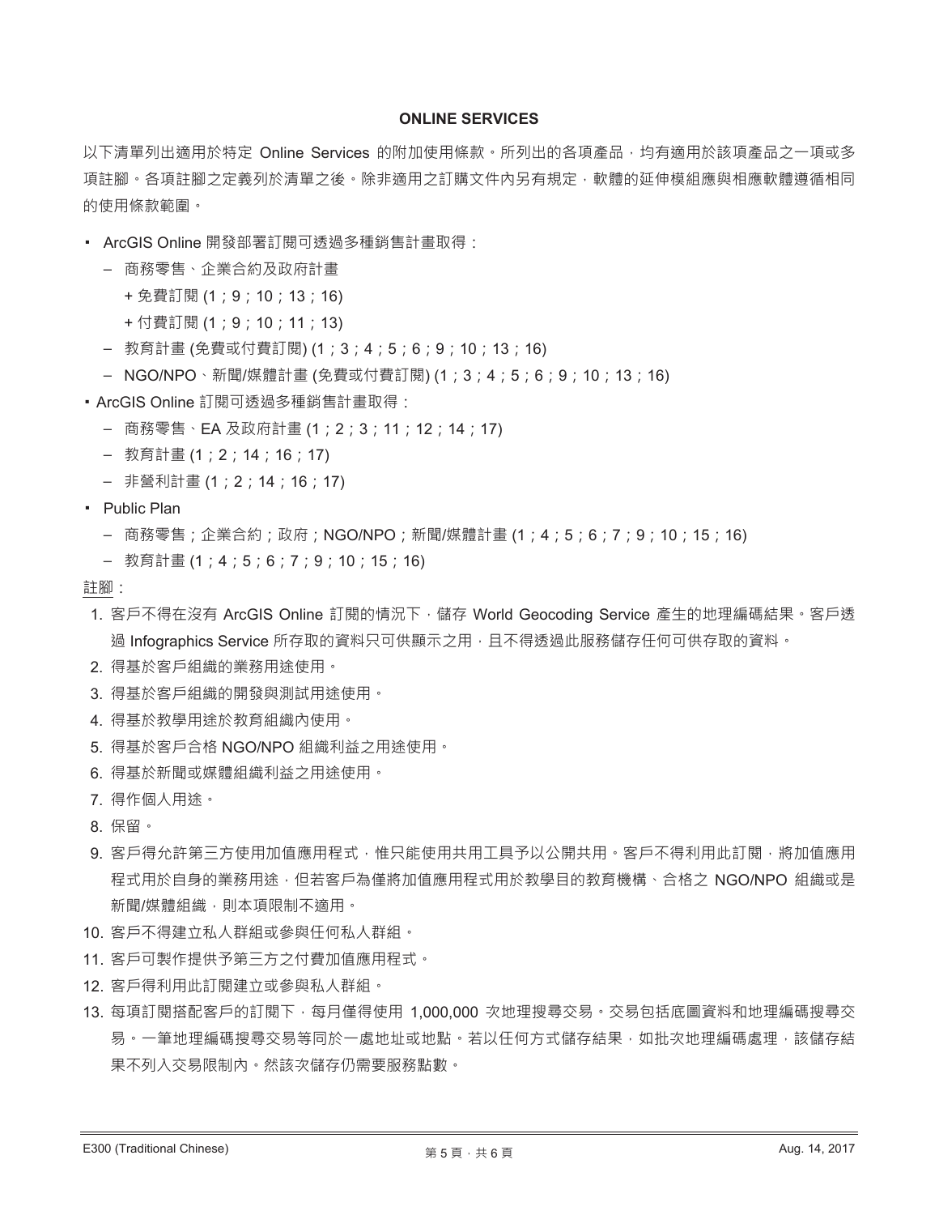## ONLINE SERVICES

以下清單列出適用於特定 Online Services 的附加使用條款。所列出的各項產品，均有適用於該項產品之一項或多項註腳。各項註腳之定義列於清單之後。除非適用之訂購文件內另有規定，軟體的延伸模組應與相應軟體遵循相同的使用條款範圍。

- ArcGIS Online 開發部署訂閱可透過多種銷售計畫取得：
  - 商務零售、企業合約及政府計畫
    - + 免費訂閱 (1；9；10；13；16)
    - + 付費訂閱 (1；9；10；11；13)
  - 教育計畫 (免費或付費訂閱) (1；3；4；5；6；9；10；13；16)
  - NGO/NPO、新聞/媒體計畫 (免費或付費訂閱) (1；3；4；5；6；9；10；13；16)
- ArcGIS Online 訂閱可透過多種銷售計畫取得：
  - 商務零售、EA 及政府計畫 (1；2；3；11；12；14；17)
  - 教育計畫 (1；2；14；16；17)
  - 非營利計畫 (1；2；14；16；17)
- Public Plan
  - 商務零售；企業合約；政府；NGO/NPO；新聞/媒體計畫 (1；4；5；6；7；9；10；15；16)
  - 教育計畫 (1；4；5；6；7；9；10；15；16)

註腳：

1. 客戶不得在沒有 ArcGIS Online 訂閱的情況下，儲存 World Geocoding Service 產生的地理編碼結果。客戶透過 Infographics Service 所存取的資料只可供顯示之用，且不得透過此服務儲存任何可供存取的資料。
2. 得基於客戶組織的業務用途使用。
3. 得基於客戶組織的開發與測試用途使用。
4. 得基於教學用途於教育組織內使用。
5. 得基於客戶合格 NGO/NPO 組織利益之用途使用。
6. 得基於新聞或媒體組織利益之用途使用。
7. 得作個人用途。
8. 保留。
9. 客戶得允許第三方使用加值應用程式，惟只能使用共用工具予以公開共用。客戶不得利用此訂閱，將加值應用程式用於自身的業務用途，但若客戶為僅將加值應用程式用於教學目的教育機構、合格之 NGO/NPO 組織或是新聞/媒體組織，則本項限制不適用。
10. 客戶不得建立私人群組或參與任何私人群組。
11. 客戶可製作提供予第三方之付費加值應用程式。
12. 客戶得利用此訂閱建立或參與私人群組。
13. 每項訂閱搭配客戶的訂閱下，每月僅得使用 1,000,000 次地理搜尋交易。交易包括底圖資料和地理編碼搜尋交易。一筆地理編碼搜尋交易等同於一處地址或地點。若以任何方式儲存結果，如批次地理編碼處理，該儲存結果不列入交易限制內。然該次儲存仍需要服務點數。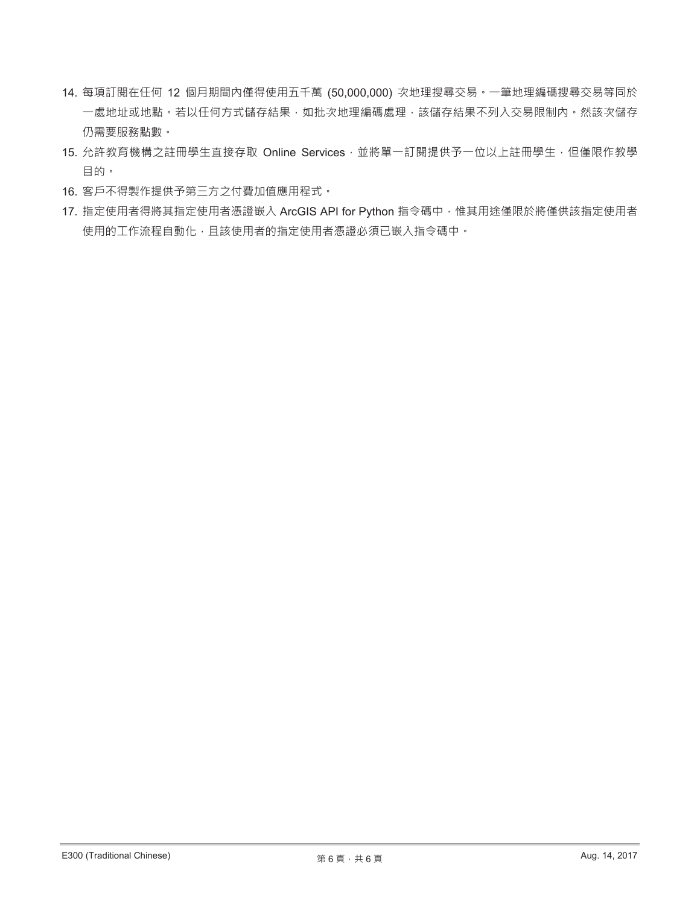14. 每項訂閱在任何 12 個月期間內僅得使用五千萬 (50,000,000) 次地理搜尋交易。一筆地理編碼搜尋交易等同於一處地址或地點。若以任何方式儲存結果，如批次地理編碼處理，該儲存結果不列入交易限制內。然該次儲存仍需要服務點數。
15. 允許教育機構之註冊學生直接存取 Online Services，並將單一訂閱提供予一位以上註冊學生，但僅限作教學目的。
16. 客戶不得製作提供予第三方之付費加值應用程式。
17. 指定使用者得將其指定使用者憑證嵌入 ArcGIS API for Python 指令碼中，惟其用途僅限於將僅供該指定使用者使用的工作流程自動化，且該使用者的指定使用者憑證必須已嵌入指令碼中。